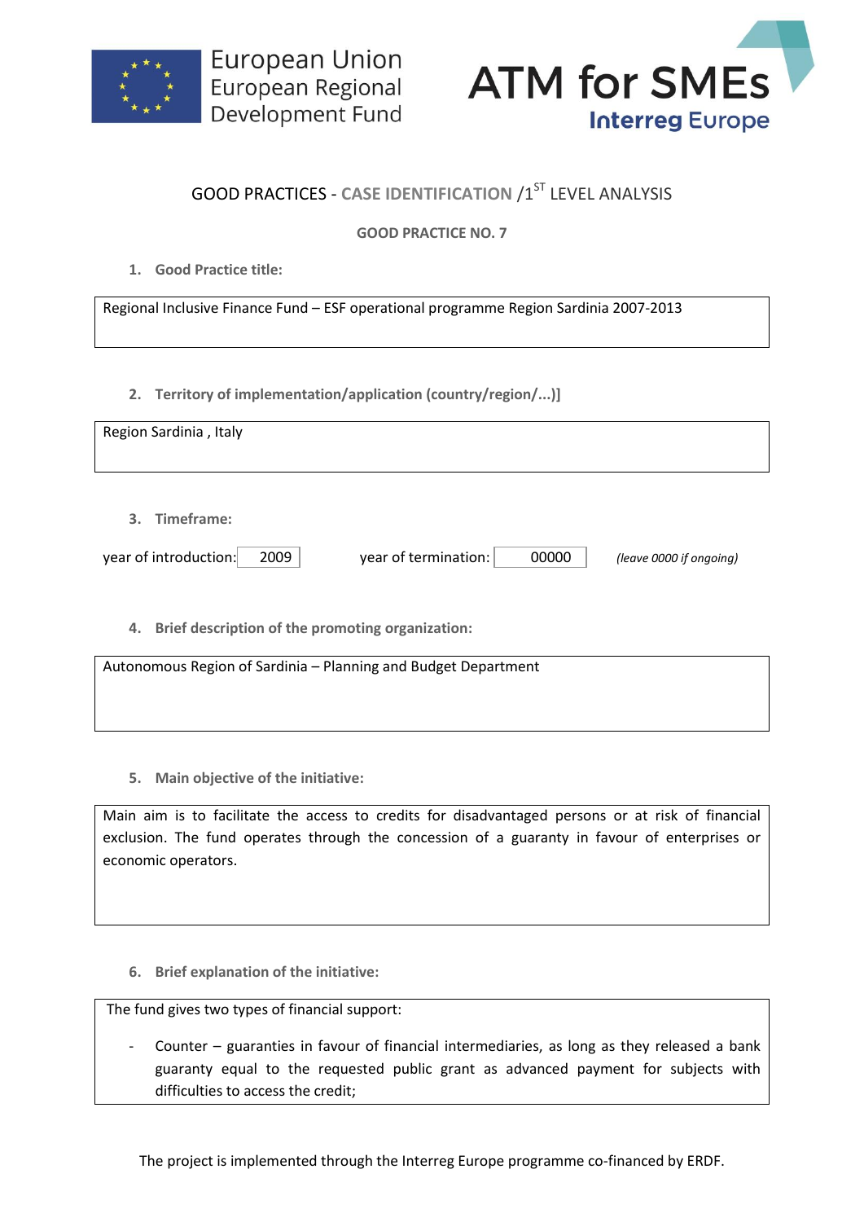European Union
European Regional
Development Fund

ATM for SMEs
Interreg Europe

## GOOD PRACTICES - CASE IDENTIFICATION /1ST LEVEL ANALYSIS

### GOOD PRACTICE NO. 7

1. **Good Practice title:**

Regional Inclusive Finance Fund – ESF operational programme Region Sardinia 2007-2013

2. **Territory of implementation/application (country/region/...)]**

Region Sardinia , Italy

3. **Timeframe:**

year of introduction: 2009 year of termination: 00000 *(leave 0000 if ongoing)*

4. **Brief description of the promoting organization:**

Autonomous Region of Sardinia – Planning and Budget Department

5. **Main objective of the initiative:**

Main aim is to facilitate the access to credits for disadvantaged persons or at risk of financial exclusion. The fund operates through the concession of a guaranty in favour of enterprises or economic operators.

6. **Brief explanation of the initiative:**

The fund gives two types of financial support:

- Counter – guaranties in favour of financial intermediaries, as long as they released a bank guaranty equal to the requested public grant as advanced payment for subjects with difficulties to access the credit;

The project is implemented through the Interreg Europe programme co-financed by ERDF.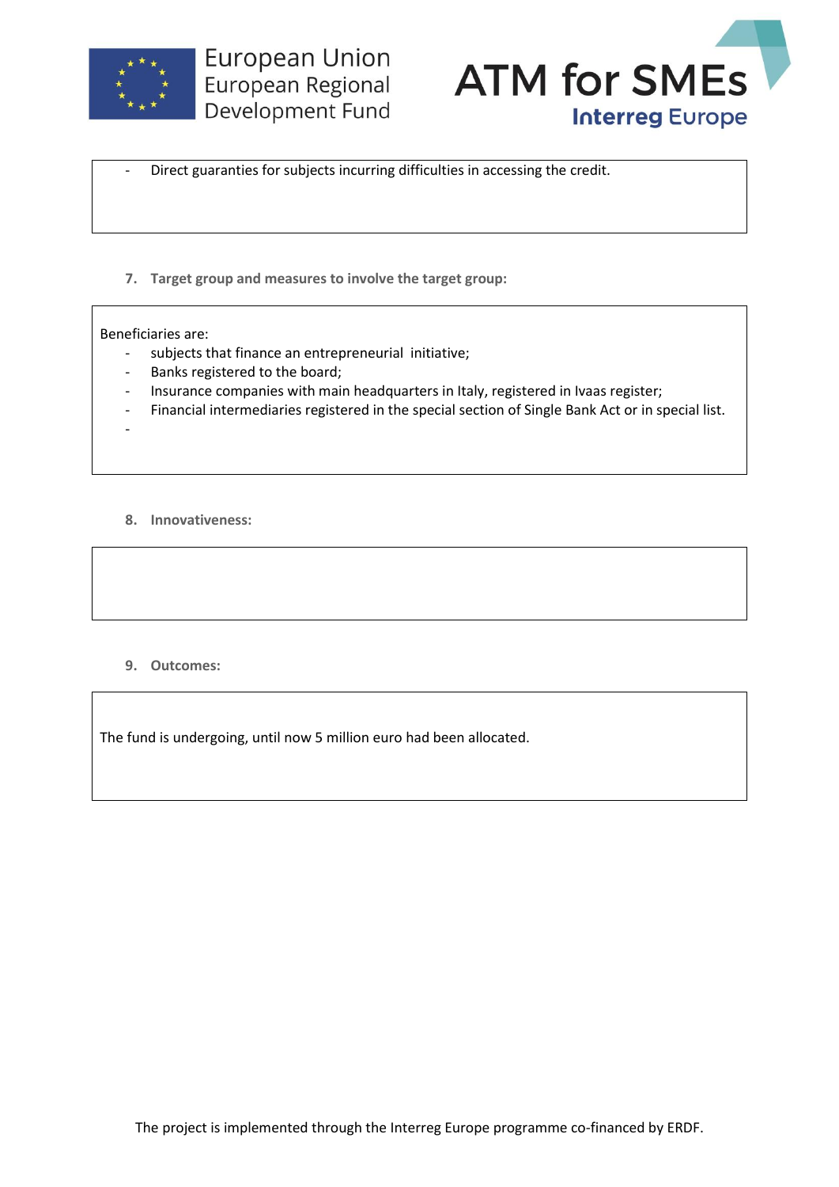- Direct guarantees for subjects incurring difficulties in accessing the credit.

7. **Target group and measures to involve the target group:**

Beneficiaries are:

- subjects that finance an entrepreneurial initiative;
- Banks registered to the board;
- Insurance companies with main headquarters in Italy, registered in Ivaas register;
- Financial intermediaries registered in the special section of Single Bank Act or in special list.
-

8. **Innovativeness:**

9. **Outcomes:**

The fund is undergoing, until now 5 million euro had been allocated.